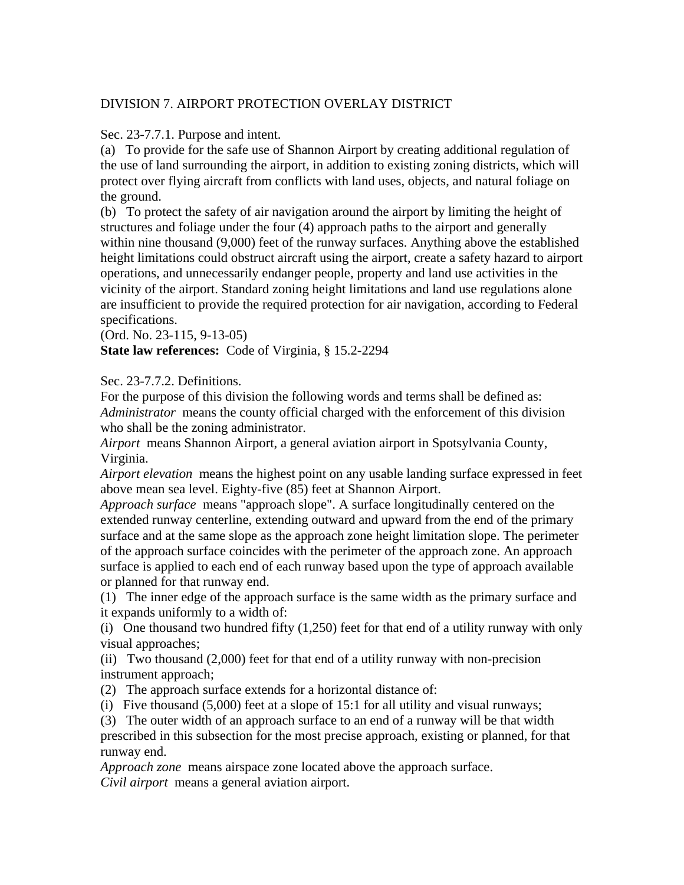# DIVISION 7. AIRPORT PROTECTION OVERLAY DISTRICT

## Sec. 23-7.7.1. Purpose and intent.

(a) To provide for the safe use of Shannon Airport by creating additional regulation of the use of land surrounding the airport, in addition to existing zoning districts, which will protect over flying aircraft from conflicts with land uses, objects, and natural foliage on the ground.

(b) To protect the safety of air navigation around the airport by limiting the height of structures and foliage under the four (4) approach paths to the airport and generally within nine thousand (9,000) feet of the runway surfaces. Anything above the established height limitations could obstruct aircraft using the airport, create a safety hazard to airport operations, and unnecessarily endanger people, property and land use activities in the vicinity of the airport. Standard zoning height limitations and land use regulations alone are insufficient to provide the required protection for air navigation, according to Federal specifications.

(Ord. No. 23-115, 9-13-05)

**State law references:** Code of Virginia, § 15.2-2294

## Sec. 23-7.7.2. Definitions.

For the purpose of this division the following words and terms shall be defined as:

*Administrator* means the county official charged with the enforcement of this division who shall be the zoning administrator.

*Airport* means Shannon Airport, a general aviation airport in Spotsylvania County, Virginia.

*Airport elevation* means the highest point on any usable landing surface expressed in feet above mean sea level. Eighty-five (85) feet at Shannon Airport.

*Approach surface* means "approach slope". A surface longitudinally centered on the extended runway centerline, extending outward and upward from the end of the primary surface and at the same slope as the approach zone height limitation slope. The perimeter of the approach surface coincides with the perimeter of the approach zone. An approach surface is applied to each end of each runway based upon the type of approach available or planned for that runway end.

(1) The inner edge of the approach surface is the same width as the primary surface and it expands uniformly to a width of:

(i) One thousand two hundred fifty (1,250) feet for that end of a utility runway with only visual approaches;

(ii) Two thousand (2,000) feet for that end of a utility runway with non-precision instrument approach;

(2) The approach surface extends for a horizontal distance of:

(i) Five thousand (5,000) feet at a slope of 15:1 for all utility and visual runways;

(3) The outer width of an approach surface to an end of a runway will be that width prescribed in this subsection for the most precise approach, existing or planned, for that runway end.

*Approach zone* means airspace zone located above the approach surface.

*Civil airport* means a general aviation airport.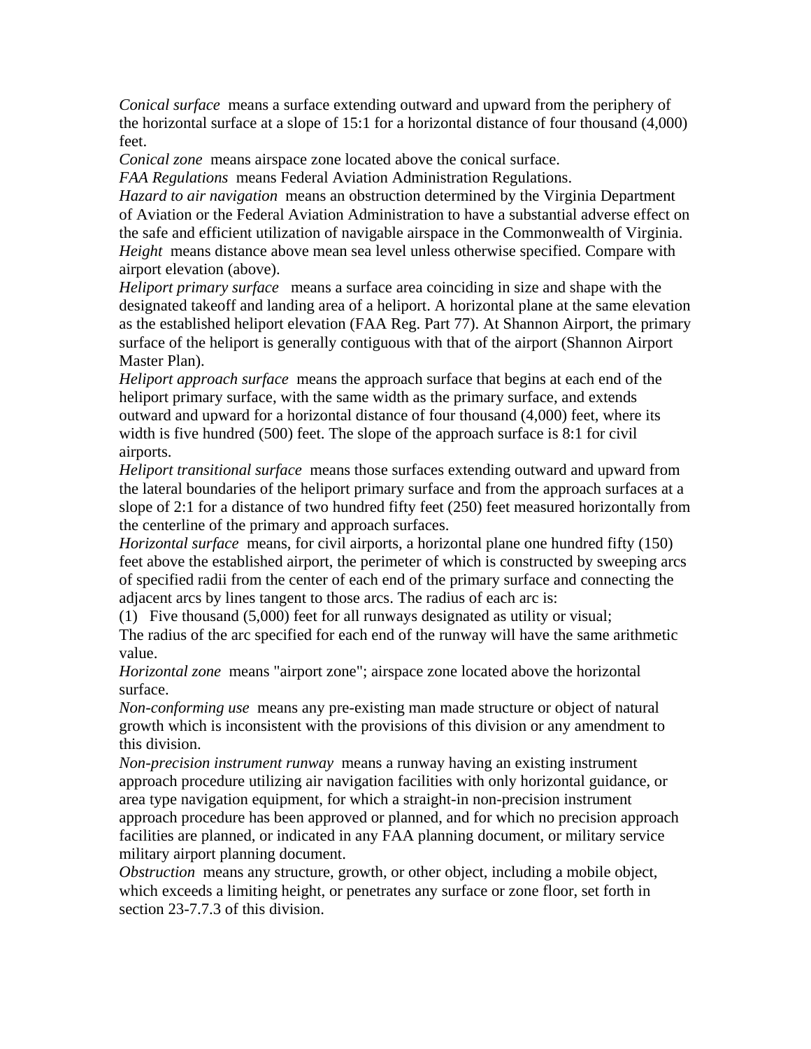*Conical surface* means a surface extending outward and upward from the periphery of the horizontal surface at a slope of 15:1 for a horizontal distance of four thousand (4,000) feet.

*Conical zone* means airspace zone located above the conical surface.

*FAA Regulations* means Federal Aviation Administration Regulations.

*Hazard to air navigation* means an obstruction determined by the Virginia Department of Aviation or the Federal Aviation Administration to have a substantial adverse effect on the safe and efficient utilization of navigable airspace in the Commonwealth of Virginia.

*Height* means distance above mean sea level unless otherwise specified. Compare with airport elevation (above).

*Heliport primary surface* means a surface area coinciding in size and shape with the designated takeoff and landing area of a heliport. A horizontal plane at the same elevation as the established heliport elevation (FAA Reg. Part 77). At Shannon Airport, the primary surface of the heliport is generally contiguous with that of the airport (Shannon Airport Master Plan).

*Heliport approach surface* means the approach surface that begins at each end of the heliport primary surface, with the same width as the primary surface, and extends outward and upward for a horizontal distance of four thousand (4,000) feet, where its width is five hundred (500) feet. The slope of the approach surface is 8:1 for civil airports.

*Heliport transitional surface* means those surfaces extending outward and upward from the lateral boundaries of the heliport primary surface and from the approach surfaces at a slope of 2:1 for a distance of two hundred fifty feet (250) feet measured horizontally from the centerline of the primary and approach surfaces.

*Horizontal surface* means, for civil airports, a horizontal plane one hundred fifty (150) feet above the established airport, the perimeter of which is constructed by sweeping arcs of specified radii from the center of each end of the primary surface and connecting the adjacent arcs by lines tangent to those arcs. The radius of each arc is:

(1) Five thousand (5,000) feet for all runways designated as utility or visual;

The radius of the arc specified for each end of the runway will have the same arithmetic value.

*Horizontal zone* means "airport zone"; airspace zone located above the horizontal surface.

*Non-conforming use* means any pre-existing man made structure or object of natural growth which is inconsistent with the provisions of this division or any amendment to this division.

*Non-precision instrument runway* means a runway having an existing instrument approach procedure utilizing air navigation facilities with only horizontal guidance, or area type navigation equipment, for which a straight-in non-precision instrument approach procedure has been approved or planned, and for which no precision approach facilities are planned, or indicated in any FAA planning document, or military service military airport planning document.

*Obstruction* means any structure, growth, or other object, including a mobile object, which exceeds a limiting height, or penetrates any surface or zone floor, set forth in section 23-7.7.3 of this division.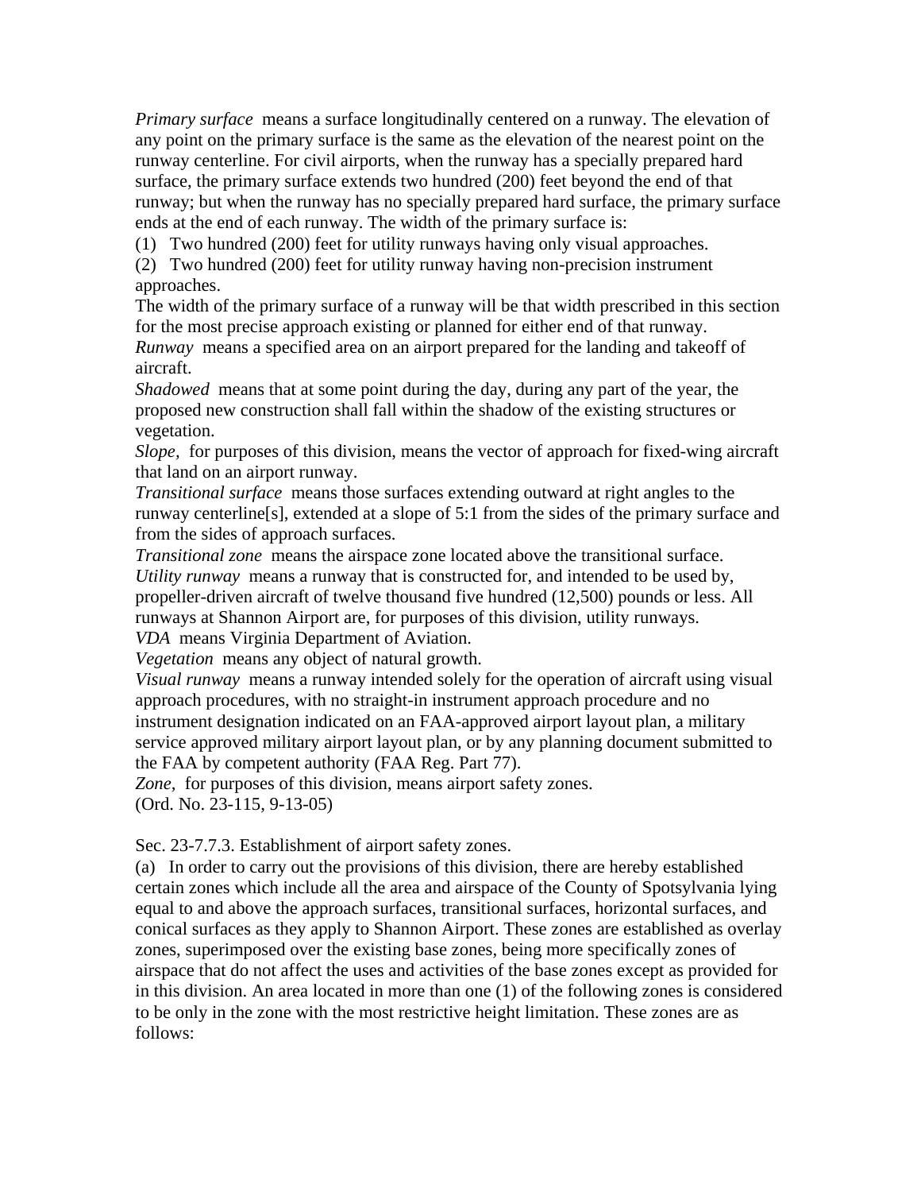*Primary surface* means a surface longitudinally centered on a runway. The elevation of any point on the primary surface is the same as the elevation of the nearest point on the runway centerline. For civil airports, when the runway has a specially prepared hard surface, the primary surface extends two hundred (200) feet beyond the end of that runway; but when the runway has no specially prepared hard surface, the primary surface ends at the end of each runway. The width of the primary surface is:

(1) Two hundred (200) feet for utility runways having only visual approaches.

(2) Two hundred (200) feet for utility runway having non-precision instrument approaches.

The width of the primary surface of a runway will be that width prescribed in this section for the most precise approach existing or planned for either end of that runway.

*Runway* means a specified area on an airport prepared for the landing and takeoff of aircraft.

*Shadowed* means that at some point during the day, during any part of the year, the proposed new construction shall fall within the shadow of the existing structures or vegetation.

*Slope,* for purposes of this division, means the vector of approach for fixed-wing aircraft that land on an airport runway.

*Transitional surface* means those surfaces extending outward at right angles to the runway centerline[s], extended at a slope of 5:1 from the sides of the primary surface and from the sides of approach surfaces.

*Transitional zone* means the airspace zone located above the transitional surface.

*Utility runway* means a runway that is constructed for, and intended to be used by, propeller-driven aircraft of twelve thousand five hundred (12,500) pounds or less. All runways at Shannon Airport are, for purposes of this division, utility runways.

*VDA* means Virginia Department of Aviation.

*Vegetation* means any object of natural growth.

*Visual runway* means a runway intended solely for the operation of aircraft using visual approach procedures, with no straight-in instrument approach procedure and no instrument designation indicated on an FAA-approved airport layout plan, a military service approved military airport layout plan, or by any planning document submitted to the FAA by competent authority (FAA Reg. Part 77).

*Zone,* for purposes of this division, means airport safety zones.

(Ord. No. 23-115, 9-13-05)

Sec. 23-7.7.3. Establishment of airport safety zones.

(a) In order to carry out the provisions of this division, there are hereby established certain zones which include all the area and airspace of the County of Spotsylvania lying equal to and above the approach surfaces, transitional surfaces, horizontal surfaces, and conical surfaces as they apply to Shannon Airport. These zones are established as overlay zones, superimposed over the existing base zones, being more specifically zones of airspace that do not affect the uses and activities of the base zones except as provided for in this division. An area located in more than one (1) of the following zones is considered to be only in the zone with the most restrictive height limitation. These zones are as follows: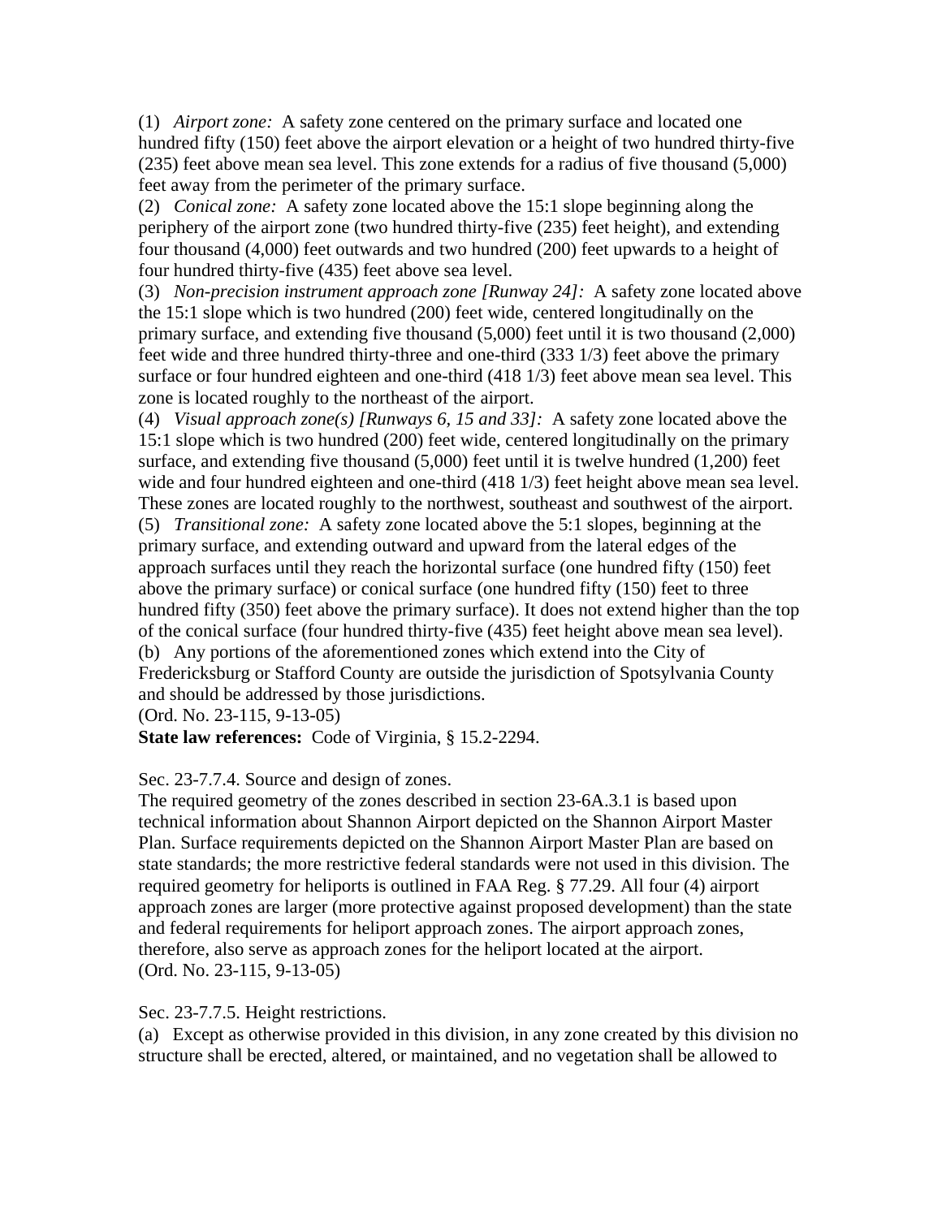(1) *Airport zone:* A safety zone centered on the primary surface and located one hundred fifty (150) feet above the airport elevation or a height of two hundred thirty-five (235) feet above mean sea level. This zone extends for a radius of five thousand (5,000) feet away from the perimeter of the primary surface.

(2) *Conical zone:* A safety zone located above the 15:1 slope beginning along the periphery of the airport zone (two hundred thirty-five (235) feet height), and extending four thousand (4,000) feet outwards and two hundred (200) feet upwards to a height of four hundred thirty-five (435) feet above sea level.

(3) *Non-precision instrument approach zone [Runway 24]:* A safety zone located above the 15:1 slope which is two hundred (200) feet wide, centered longitudinally on the primary surface, and extending five thousand (5,000) feet until it is two thousand (2,000) feet wide and three hundred thirty-three and one-third (333 1/3) feet above the primary surface or four hundred eighteen and one-third (418 1/3) feet above mean sea level. This zone is located roughly to the northeast of the airport.

(4) *Visual approach zone(s) [Runways 6, 15 and 33]:* A safety zone located above the 15:1 slope which is two hundred (200) feet wide, centered longitudinally on the primary surface, and extending five thousand (5,000) feet until it is twelve hundred (1,200) feet wide and four hundred eighteen and one-third (418 1/3) feet height above mean sea level. These zones are located roughly to the northwest, southeast and southwest of the airport.

(5) *Transitional zone:* A safety zone located above the 5:1 slopes, beginning at the primary surface, and extending outward and upward from the lateral edges of the approach surfaces until they reach the horizontal surface (one hundred fifty (150) feet above the primary surface) or conical surface (one hundred fifty (150) feet to three hundred fifty (350) feet above the primary surface). It does not extend higher than the top of the conical surface (four hundred thirty-five (435) feet height above mean sea level).

(b) Any portions of the aforementioned zones which extend into the City of Fredericksburg or Stafford County are outside the jurisdiction of Spotsylvania County and should be addressed by those jurisdictions.

(Ord. No. 23-115, 9-13-05)

**State law references:** Code of Virginia, § 15.2-2294.

Sec. 23-7.7.4. Source and design of zones.

The required geometry of the zones described in section 23-6A.3.1 is based upon technical information about Shannon Airport depicted on the Shannon Airport Master Plan. Surface requirements depicted on the Shannon Airport Master Plan are based on state standards; the more restrictive federal standards were not used in this division. The required geometry for heliports is outlined in FAA Reg. § 77.29. All four (4) airport approach zones are larger (more protective against proposed development) than the state and federal requirements for heliport approach zones. The airport approach zones, therefore, also serve as approach zones for the heliport located at the airport.

(Ord. No. 23-115, 9-13-05)

Sec. 23-7.7.5. Height restrictions.

(a) Except as otherwise provided in this division, in any zone created by this division no structure shall be erected, altered, or maintained, and no vegetation shall be allowed to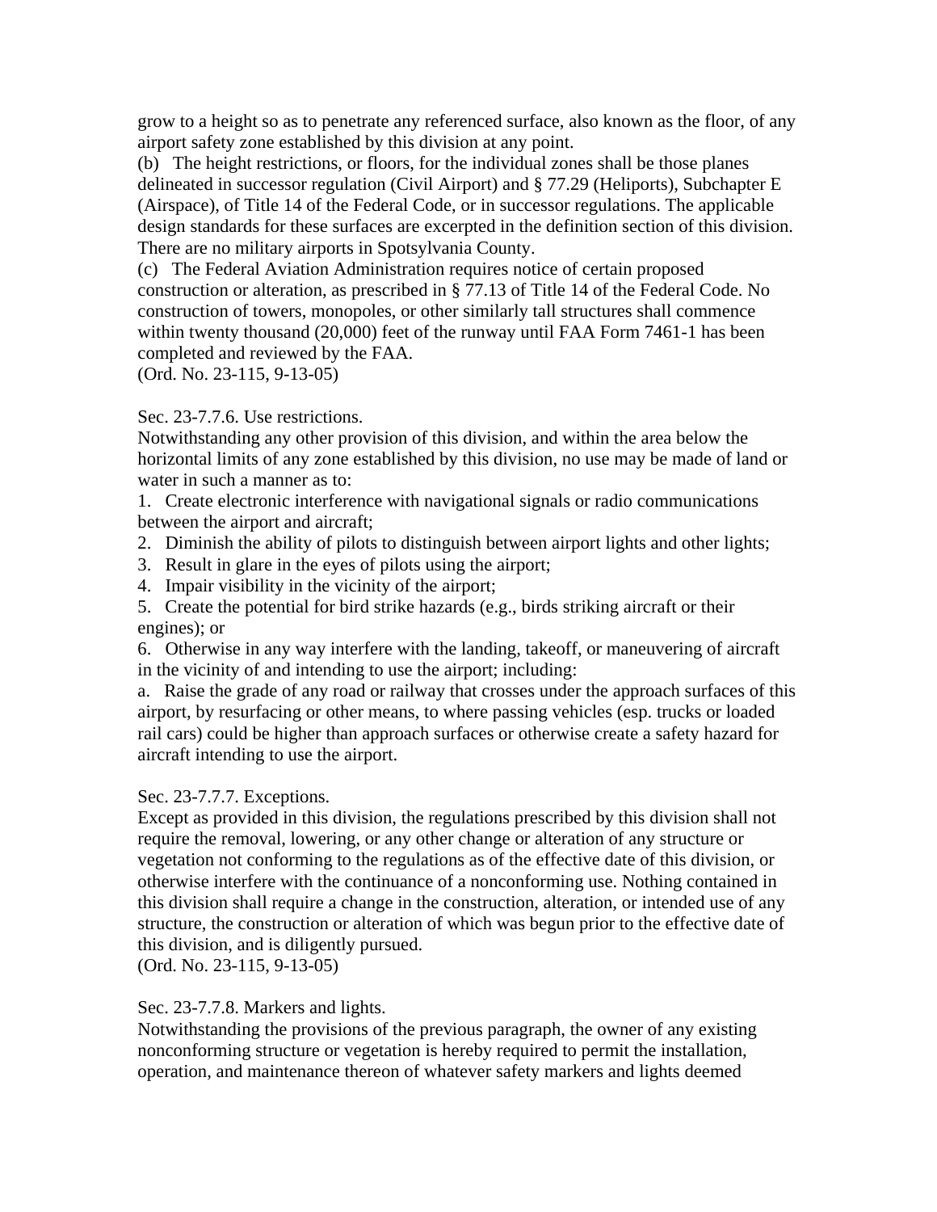grow to a height so as to penetrate any referenced surface, also known as the floor, of any airport safety zone established by this division at any point.

(b) The height restrictions, or floors, for the individual zones shall be those planes delineated in successor regulation (Civil Airport) and § 77.29 (Heliports), Subchapter E (Airspace), of Title 14 of the Federal Code, or in successor regulations. The applicable design standards for these surfaces are excerpted in the definition section of this division. There are no military airports in Spotsylvania County.

(c) The Federal Aviation Administration requires notice of certain proposed construction or alteration, as prescribed in § 77.13 of Title 14 of the Federal Code. No construction of towers, monopoles, or other similarly tall structures shall commence within twenty thousand (20,000) feet of the runway until FAA Form 7461-1 has been completed and reviewed by the FAA.

(Ord. No. 23-115, 9-13-05)

Sec. 23-7.7.6. Use restrictions.

Notwithstanding any other provision of this division, and within the area below the horizontal limits of any zone established by this division, no use may be made of land or water in such a manner as to:

1. Create electronic interference with navigational signals or radio communications between the airport and aircraft;
2. Diminish the ability of pilots to distinguish between airport lights and other lights;
3. Result in glare in the eyes of pilots using the airport;
4. Impair visibility in the vicinity of the airport;
5. Create the potential for bird strike hazards (e.g., birds striking aircraft or their engines); or
6. Otherwise in any way interfere with the landing, takeoff, or maneuvering of aircraft in the vicinity of and intending to use the airport; including:

a. Raise the grade of any road or railway that crosses under the approach surfaces of this airport, by resurfacing or other means, to where passing vehicles (esp. trucks or loaded rail cars) could be higher than approach surfaces or otherwise create a safety hazard for aircraft intending to use the airport.

Sec. 23-7.7.7. Exceptions.

Except as provided in this division, the regulations prescribed by this division shall not require the removal, lowering, or any other change or alteration of any structure or vegetation not conforming to the regulations as of the effective date of this division, or otherwise interfere with the continuance of a nonconforming use. Nothing contained in this division shall require a change in the construction, alteration, or intended use of any structure, the construction or alteration of which was begun prior to the effective date of this division, and is diligently pursued.

(Ord. No. 23-115, 9-13-05)

Sec. 23-7.7.8. Markers and lights.

Notwithstanding the provisions of the previous paragraph, the owner of any existing nonconforming structure or vegetation is hereby required to permit the installation, operation, and maintenance thereon of whatever safety markers and lights deemed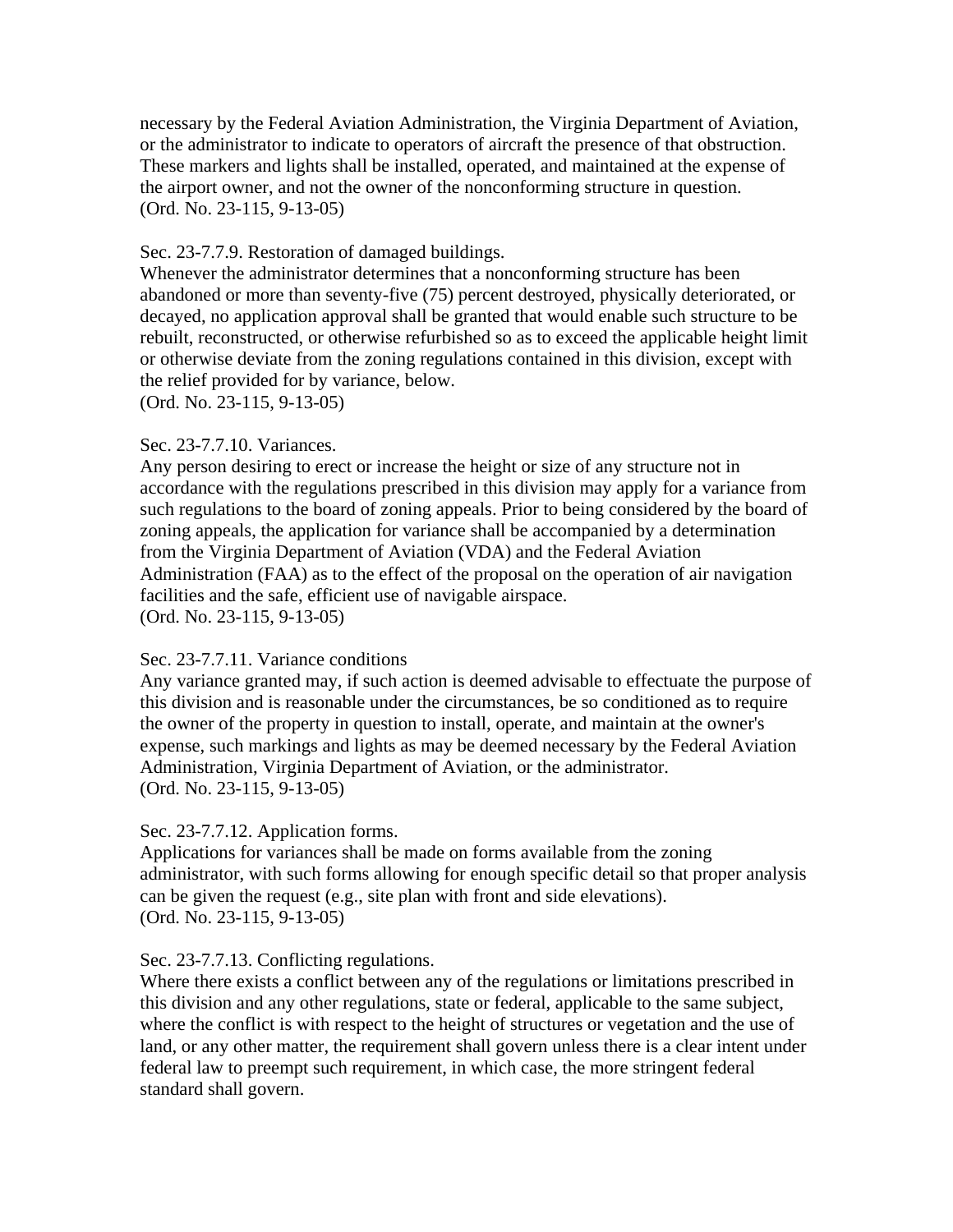necessary by the Federal Aviation Administration, the Virginia Department of Aviation, or the administrator to indicate to operators of aircraft the presence of that obstruction. These markers and lights shall be installed, operated, and maintained at the expense of the airport owner, and not the owner of the nonconforming structure in question.
(Ord. No. 23-115, 9-13-05)

Sec. 23-7.7.9. Restoration of damaged buildings.
Whenever the administrator determines that a nonconforming structure has been abandoned or more than seventy-five (75) percent destroyed, physically deteriorated, or decayed, no application approval shall be granted that would enable such structure to be rebuilt, reconstructed, or otherwise refurbished so as to exceed the applicable height limit or otherwise deviate from the zoning regulations contained in this division, except with the relief provided for by variance, below.
(Ord. No. 23-115, 9-13-05)

Sec. 23-7.7.10. Variances.
Any person desiring to erect or increase the height or size of any structure not in accordance with the regulations prescribed in this division may apply for a variance from such regulations to the board of zoning appeals. Prior to being considered by the board of zoning appeals, the application for variance shall be accompanied by a determination from the Virginia Department of Aviation (VDA) and the Federal Aviation Administration (FAA) as to the effect of the proposal on the operation of air navigation facilities and the safe, efficient use of navigable airspace.
(Ord. No. 23-115, 9-13-05)

Sec. 23-7.7.11. Variance conditions
Any variance granted may, if such action is deemed advisable to effectuate the purpose of this division and is reasonable under the circumstances, be so conditioned as to require the owner of the property in question to install, operate, and maintain at the owner's expense, such markings and lights as may be deemed necessary by the Federal Aviation Administration, Virginia Department of Aviation, or the administrator.
(Ord. No. 23-115, 9-13-05)

Sec. 23-7.7.12. Application forms.
Applications for variances shall be made on forms available from the zoning administrator, with such forms allowing for enough specific detail so that proper analysis can be given the request (e.g., site plan with front and side elevations).
(Ord. No. 23-115, 9-13-05)

Sec. 23-7.7.13. Conflicting regulations.
Where there exists a conflict between any of the regulations or limitations prescribed in this division and any other regulations, state or federal, applicable to the same subject, where the conflict is with respect to the height of structures or vegetation and the use of land, or any other matter, the requirement shall govern unless there is a clear intent under federal law to preempt such requirement, in which case, the more stringent federal standard shall govern.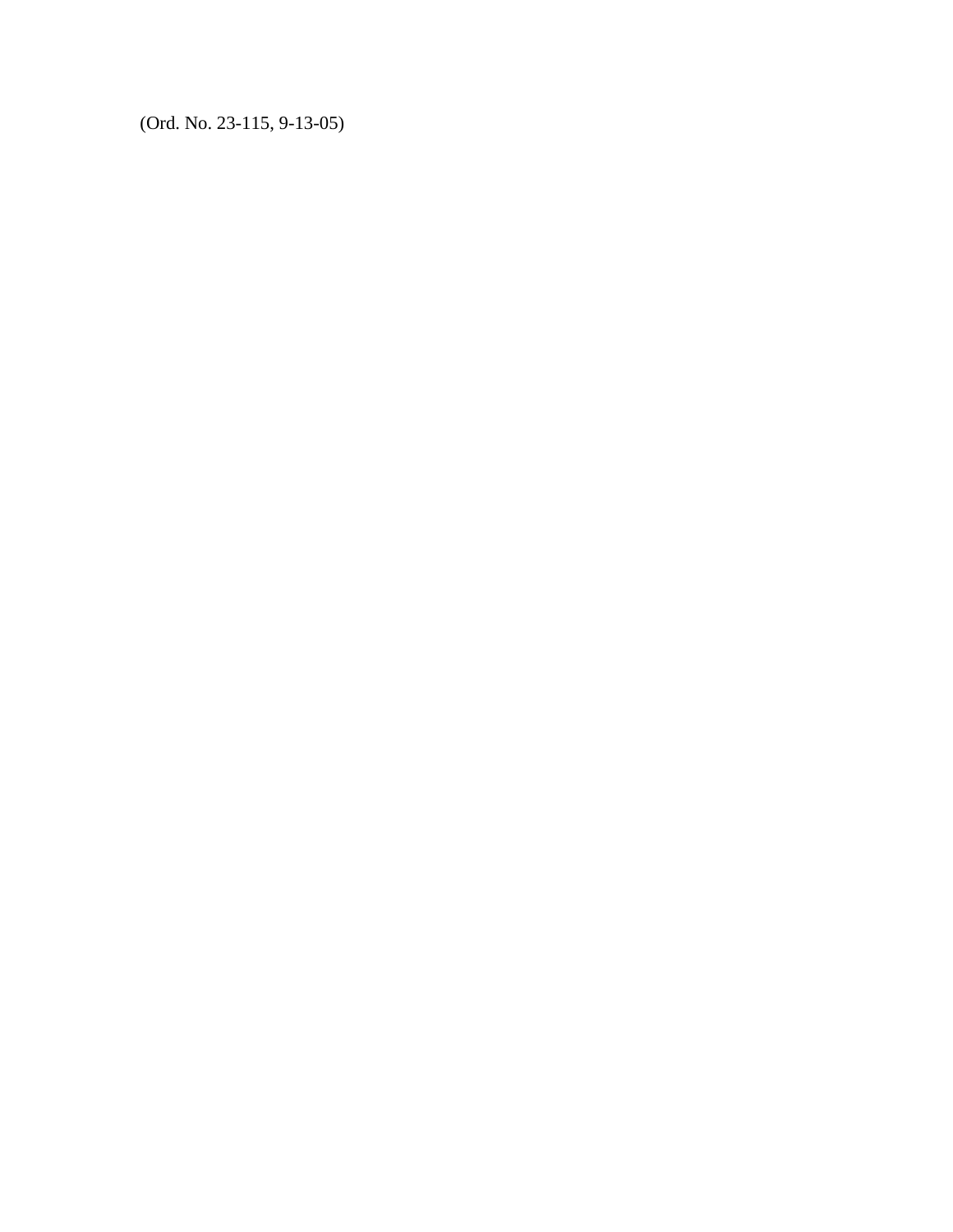(Ord. No. 23-115, 9-13-05)